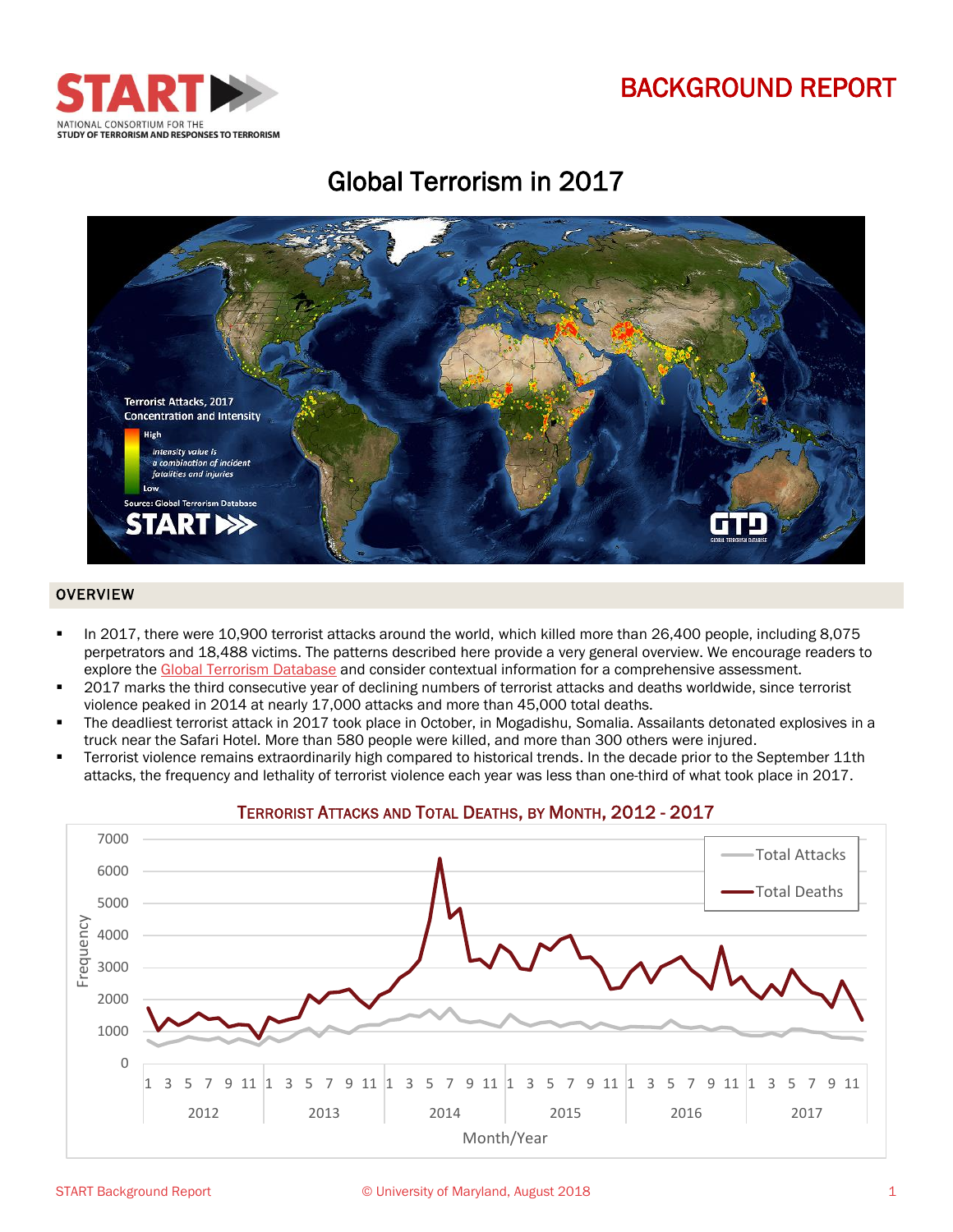# BACKGROUND REPORT

## Global Terrorism in 2017

## OVERVIEW

- In 2017, there were 10,900 terrorist attacks around the world, which killed more than 26,400 people, including 8,075 perpetrators and 18,488 victims. The patterns described here provide a very general overview. We encourage readers to explore the Global Terrorism Database and consider contextual information for a comprehensive assessment.
- 2017 marks the third consecutive year of declining numbers of terrorist attacks and deaths worldwide, since terrorist violence peaked in 2014 at nearly 17,000 attacks and more than 45,000 total deaths.
- The deadliest terrorist attack in 2017 took place in October, in Mogadishu, Somalia. Assailants detonated explosives in a truck near the Safari Hotel. More than 580 people were killed, and more than 300 others were injured.
- Terrorist violence remains extraordinarily high compared to historical trends. In the decade prior to the September 11th attacks, the frequency and lethality of terrorist violence each year was less than one-third of what took place in 2017.

TERRORIST ATTACKS AND TOTAL DEATHS, BY MONTH, 2012 - 2017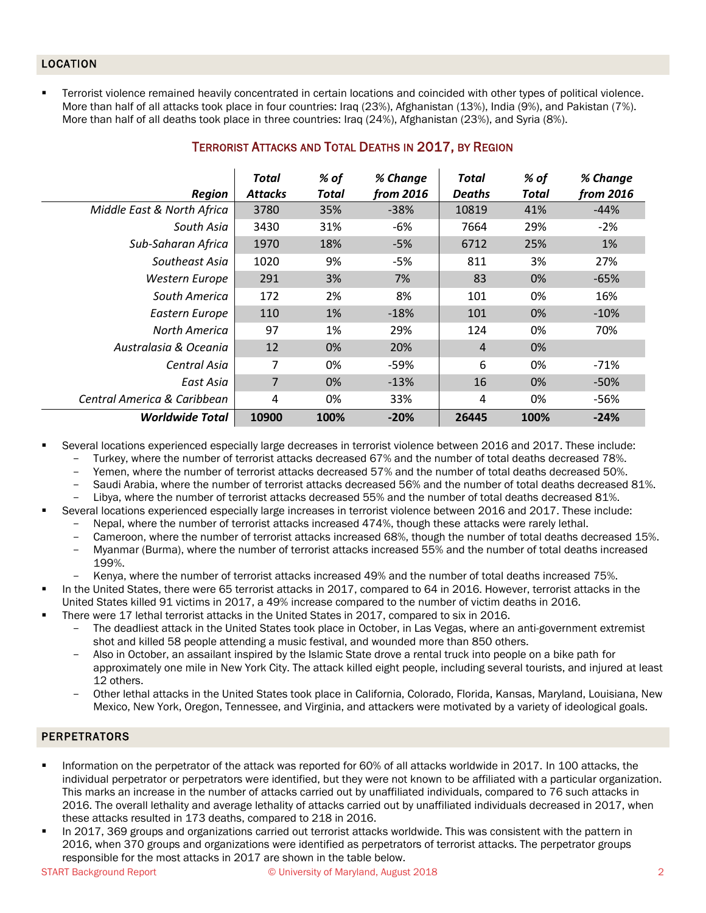## LOCATION

- Terrorist violence remained heavily concentrated in certain locations and coincided with other types of political violence. More than half of all attacks took place in four countries: Iraq (23%), Afghanistan (13%), India (9%), and Pakistan (7%). More than half of all deaths took place in three countries: Iraq (24%), Afghanistan (23%), and Syria (8%).

### Terrorist Attacks and Total Deaths in 2017, by Region

| Region | Total Attacks | % of Total | % Change from 2016 | Total Deaths | % of Total | % Change from 2016 |
|---|---|---|---|---|---|---|
| *Middle East & North Africa* | 3780 | 35% | -38% | 10819 | 41% | -44% |
| *South Asia* | 3430 | 31% | -6% | 7664 | 29% | -2% |
| *Sub-Saharan Africa* | 1970 | 18% | -5% | 6712 | 25% | 1% |
| *Southeast Asia* | 1020 | 9% | -5% | 811 | 3% | 27% |
| *Western Europe* | 291 | 3% | 7% | 83 | 0% | -65% |
| *South America* | 172 | 2% | 8% | 101 | 0% | 16% |
| *Eastern Europe* | 110 | 1% | -18% | 101 | 0% | -10% |
| *North America* | 97 | 1% | 29% | 124 | 0% | 70% |
| *Australasia & Oceania* | 12 | 0% | 20% | 4 | 0% | |
| *Central Asia* | 7 | 0% | -59% | 6 | 0% | -71% |
| *East Asia* | 7 | 0% | -13% | 16 | 0% | -50% |
| *Central America & Caribbean* | 4 | 0% | 33% | 4 | 0% | -56% |
| ***Worldwide Total*** | **10900** | **100%** | **-20%** | **26445** | **100%** | **-24%** |

- Several locations experienced especially large decreases in terrorist violence between 2016 and 2017. These include:
  - Turkey, where the number of terrorist attacks decreased 67% and the number of total deaths decreased 78%.
  - Yemen, where the number of terrorist attacks decreased 57% and the number of total deaths decreased 50%.
  - Saudi Arabia, where the number of terrorist attacks decreased 56% and the number of total deaths decreased 81%.
  - Libya, where the number of terrorist attacks decreased 55% and the number of total deaths decreased 81%.
- Several locations experienced especially large increases in terrorist violence between 2016 and 2017. These include:
  - Nepal, where the number of terrorist attacks increased 474%, though these attacks were rarely lethal.
  - Cameroon, where the number of terrorist attacks increased 68%, though the number of total deaths decreased 15%.
  - Myanmar (Burma), where the number of terrorist attacks increased 55% and the number of total deaths increased 199%.
  - Kenya, where the number of terrorist attacks increased 49% and the number of total deaths increased 75%.
- In the United States, there were 65 terrorist attacks in 2017, compared to 64 in 2016. However, terrorist attacks in the United States killed 91 victims in 2017, a 49% increase compared to the number of victim deaths in 2016.
- There were 17 lethal terrorist attacks in the United States in 2017, compared to six in 2016.
  - The deadliest attack in the United States took place in October, in Las Vegas, where an anti-government extremist shot and killed 58 people attending a music festival, and wounded more than 850 others.
  - Also in October, an assailant inspired by the Islamic State drove a rental truck into people on a bike path for approximately one mile in New York City. The attack killed eight people, including several tourists, and injured at least 12 others.
  - Other lethal attacks in the United States took place in California, Colorado, Florida, Kansas, Maryland, Louisiana, New Mexico, New York, Oregon, Tennessee, and Virginia, and attackers were motivated by a variety of ideological goals.

## PERPETRATORS

- Information on the perpetrator of the attack was reported for 60% of all attacks worldwide in 2017. In 100 attacks, the individual perpetrator or perpetrators were identified, but they were not known to be affiliated with a particular organization. This marks an increase in the number of attacks carried out by unaffiliated individuals, compared to 76 such attacks in 2016. The overall lethality and average lethality of attacks carried out by unaffiliated individuals decreased in 2017, when these attacks resulted in 173 deaths, compared to 218 in 2016.
- In 2017, 369 groups and organizations carried out terrorist attacks worldwide. This was consistent with the pattern in 2016, when 370 groups and organizations were identified as perpetrators of terrorist attacks. The perpetrator groups responsible for the most attacks in 2017 are shown in the table below.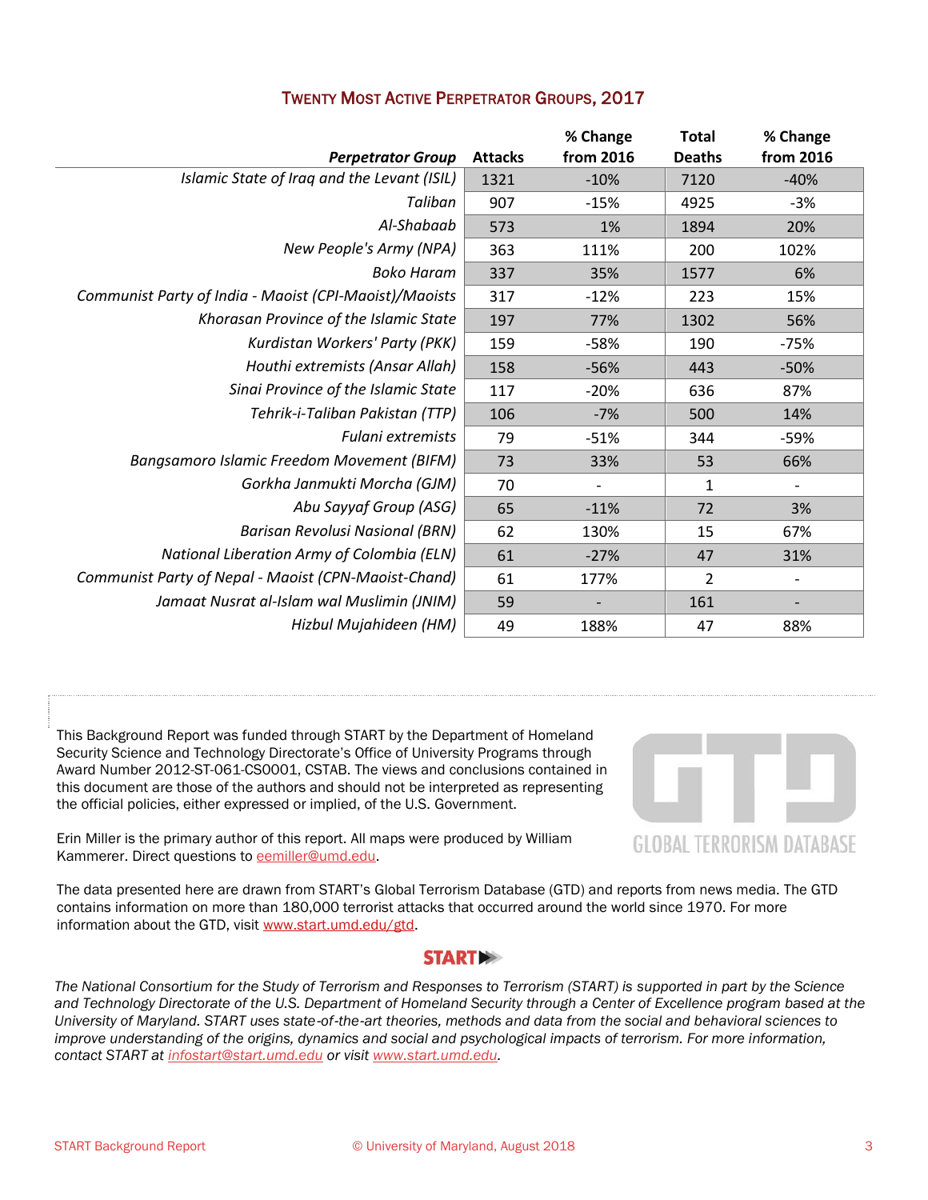## TWENTY MOST ACTIVE PERPETRATOR GROUPS, 2017

| *Perpetrator Group* | Attacks | % Change from 2016 | Total Deaths | % Change from 2016 |
|---|---|---|---|---|
| *Islamic State of Iraq and the Levant (ISIL)* | 1321 | -10% | 7120 | -40% |
| *Taliban* | 907 | -15% | 4925 | -3% |
| *Al-Shabaab* | 573 | 1% | 1894 | 20% |
| *New People's Army (NPA)* | 363 | 111% | 200 | 102% |
| *Boko Haram* | 337 | 35% | 1577 | 6% |
| *Communist Party of India - Maoist (CPI-Maoist)/Maoists* | 317 | -12% | 223 | 15% |
| *Khorasan Province of the Islamic State* | 197 | 77% | 1302 | 56% |
| *Kurdistan Workers' Party (PKK)* | 159 | -58% | 190 | -75% |
| *Houthi extremists (Ansar Allah)* | 158 | -56% | 443 | -50% |
| *Sinai Province of the Islamic State* | 117 | -20% | 636 | 87% |
| *Tehrik-i-Taliban Pakistan (TTP)* | 106 | -7% | 500 | 14% |
| *Fulani extremists* | 79 | -51% | 344 | -59% |
| *Bangsamoro Islamic Freedom Movement (BIFM)* | 73 | 33% | 53 | 66% |
| *Gorkha Janmukti Morcha (GJM)* | 70 | - | 1 | - |
| *Abu Sayyaf Group (ASG)* | 65 | -11% | 72 | 3% |
| *Barisan Revolusi Nasional (BRN)* | 62 | 130% | 15 | 67% |
| *National Liberation Army of Colombia (ELN)* | 61 | -27% | 47 | 31% |
| *Communist Party of Nepal - Maoist (CPN-Maoist-Chand)* | 61 | 177% | 2 | - |
| *Jamaat Nusrat al-Islam wal Muslimin (JNIM)* | 59 | - | 161 | - |
| *Hizbul Mujahideen (HM)* | 49 | 188% | 47 | 88% |

This Background Report was funded through START by the Department of Homeland Security Science and Technology Directorate's Office of University Programs through Award Number 2012-ST-061-CS0001, CSTAB. The views and conclusions contained in this document are those of the authors and should not be interpreted as representing the official policies, either expressed or implied, of the U.S. Government.

Erin Miller is the primary author of this report. All maps were produced by William Kammerer. Direct questions to eemiller@umd.edu.

GTD GLOBAL TERRORISM DATABASE

The data presented here are drawn from START's Global Terrorism Database (GTD) and reports from news media. The GTD contains information on more than 180,000 terrorist attacks that occurred around the world since 1970. For more information about the GTD, visit www.start.umd.edu/gtd.

START

*The National Consortium for the Study of Terrorism and Responses to Terrorism (START) is supported in part by the Science and Technology Directorate of the U.S. Department of Homeland Security through a Center of Excellence program based at the University of Maryland. START uses state-of-the-art theories, methods and data from the social and behavioral sciences to improve understanding of the origins, dynamics and social and psychological impacts of terrorism. For more information, contact START at infostart@start.umd.edu or visit www.start.umd.edu.*

START Background Report © University of Maryland, August 2018